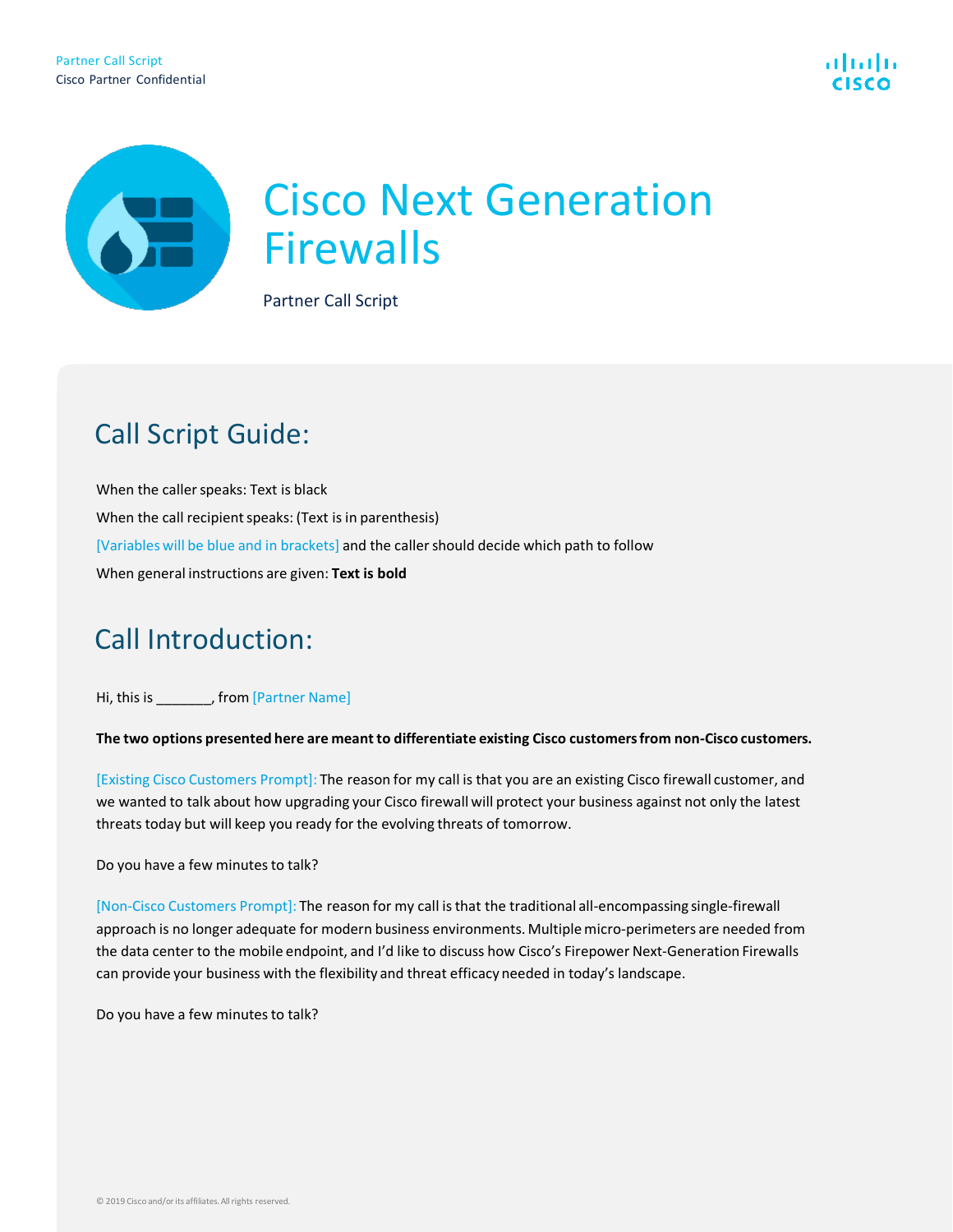# Cisco Next Generation Firewalls

Partner Call Script

## Call Script Guide:

When the caller speaks: Text is black

When the call recipient speaks: (Text is in parenthesis)

[Variables will be blue and in brackets] and the caller should decide which path to follow

When general instructions are given: **Text is bold**

## Call Introduction:

Hi, this is _______, from [Partner Name]

**The two options presented here are meant to differentiate existing Cisco customers from non-Cisco customers.**

[Existing Cisco Customers Prompt]: The reason for my call is that you are an existing Cisco firewall customer, and we wanted to talk about how upgrading your Cisco firewall will protect your business against not only the latest threats today but will keep you ready for the evolving threats of tomorrow.

Do you have a few minutes to talk?

[Non-Cisco Customers Prompt]: The reason for my call is that the traditional all-encompassing single-firewall approach is no longer adequate for modern business environments. Multiple micro-perimeters are needed from the data center to the mobile endpoint, and I'd like to discuss how Cisco's Firepower Next-Generation Firewalls can provide your business with the flexibility and threat efficacy needed in today's landscape.

Do you have a few minutes to talk?

© 2019 Cisco and/or its affiliates. All rights reserved.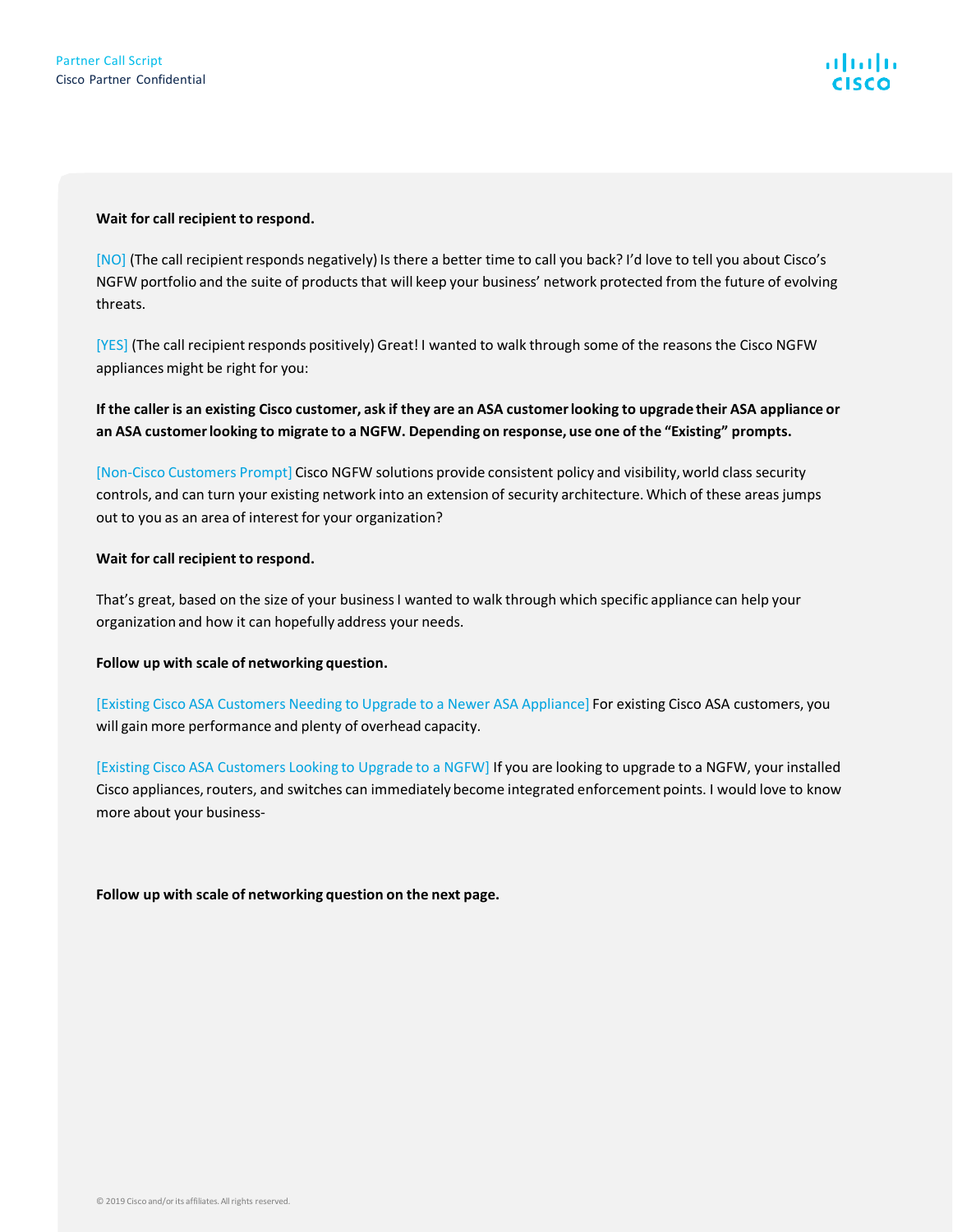**Wait for call recipient to respond.**

[NO] (The call recipient responds negatively) Is there a better time to call you back? I'd love to tell you about Cisco's NGFW portfolio and the suite of products that will keep your business' network protected from the future of evolving threats.

[YES] (The call recipient responds positively) Great! I wanted to walk through some of the reasons the Cisco NGFW appliances might be right for you:

**If the caller is an existing Cisco customer, ask if they are an ASA customer looking to upgrade their ASA appliance or an ASA customer looking to migrate to a NGFW. Depending on response, use one of the "Existing" prompts.**

[Non-Cisco Customers Prompt] Cisco NGFW solutions provide consistent policy and visibility, world class security controls, and can turn your existing network into an extension of security architecture. Which of these areas jumps out to you as an area of interest for your organization?

**Wait for call recipient to respond.**

That's great, based on the size of your business I wanted to walk through which specific appliance can help your organization and how it can hopefully address your needs.

**Follow up with scale of networking question.**

[Existing Cisco ASA Customers Needing to Upgrade to a Newer ASA Appliance] For existing Cisco ASA customers, you will gain more performance and plenty of overhead capacity.

[Existing Cisco ASA Customers Looking to Upgrade to a NGFW] If you are looking to upgrade to a NGFW, your installed Cisco appliances, routers, and switches can immediately become integrated enforcement points. I would love to know more about your business-

**Follow up with scale of networking question on the next page.**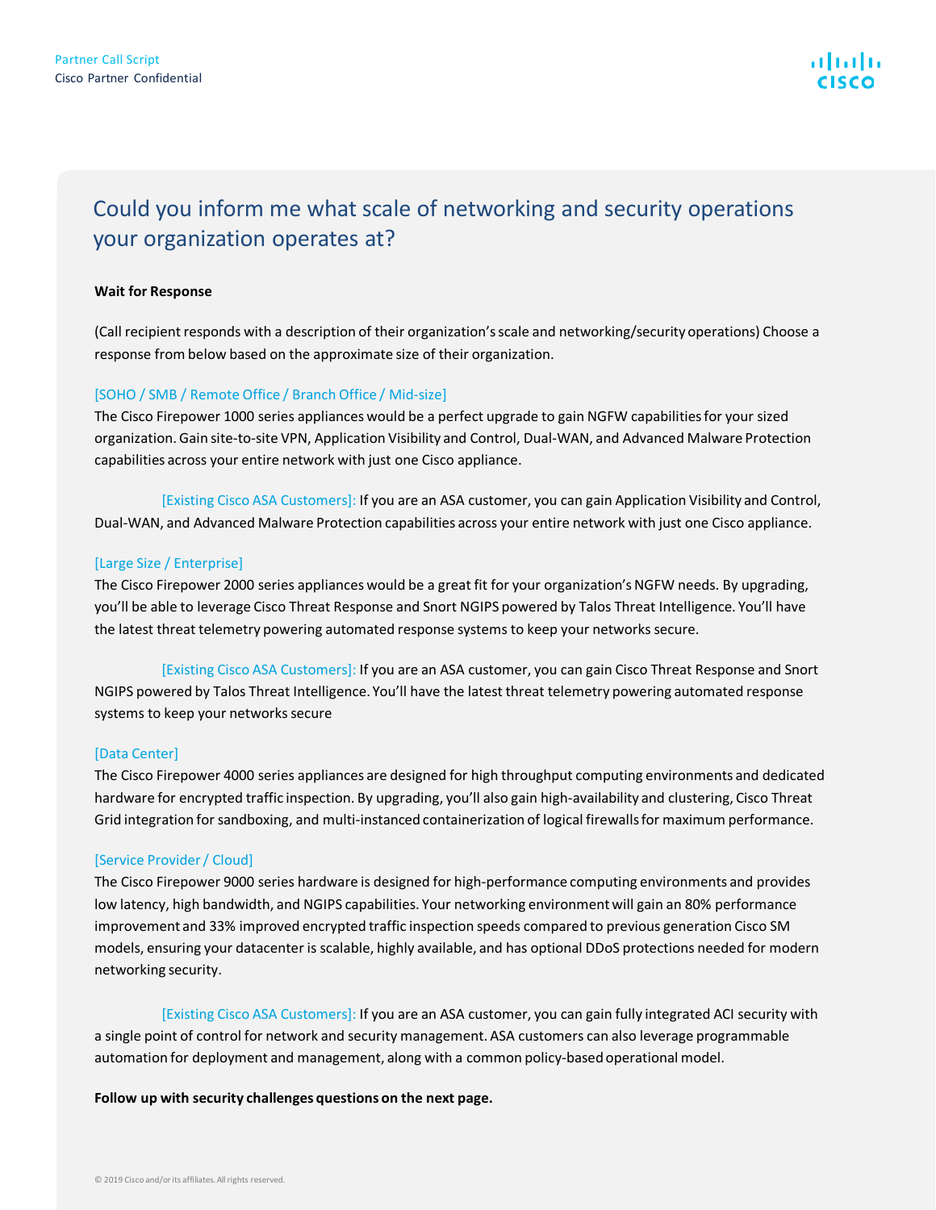## Could you inform me what scale of networking and security operations your organization operates at?

**Wait for Response**

(Call recipient responds with a description of their organization's scale and networking/security operations) Choose a response from below based on the approximate size of their organization.

[SOHO / SMB / Remote Office / Branch Office / Mid-size]
The Cisco Firepower 1000 series appliances would be a perfect upgrade to gain NGFW capabilities for your sized organization. Gain site-to-site VPN, Application Visibility and Control, Dual-WAN, and Advanced Malware Protection capabilities across your entire network with just one Cisco appliance.

[Existing Cisco ASA Customers]: If you are an ASA customer, you can gain Application Visibility and Control, Dual-WAN, and Advanced Malware Protection capabilities across your entire network with just one Cisco appliance.

[Large Size / Enterprise]
The Cisco Firepower 2000 series appliances would be a great fit for your organization's NGFW needs. By upgrading, you'll be able to leverage Cisco Threat Response and Snort NGIPS powered by Talos Threat Intelligence. You'll have the latest threat telemetry powering automated response systems to keep your networks secure.

[Existing Cisco ASA Customers]: If you are an ASA customer, you can gain Cisco Threat Response and Snort NGIPS powered by Talos Threat Intelligence. You'll have the latest threat telemetry powering automated response systems to keep your networks secure

[Data Center]
The Cisco Firepower 4000 series appliances are designed for high throughput computing environments and dedicated hardware for encrypted traffic inspection. By upgrading, you'll also gain high-availability and clustering, Cisco Threat Grid integration for sandboxing, and multi-instanced containerization of logical firewalls for maximum performance.

[Service Provider / Cloud]
The Cisco Firepower 9000 series hardware is designed for high-performance computing environments and provides low latency, high bandwidth, and NGIPS capabilities. Your networking environment will gain an 80% performance improvement and 33% improved encrypted traffic inspection speeds compared to previous generation Cisco SM models, ensuring your datacenter is scalable, highly available, and has optional DDoS protections needed for modern networking security.

[Existing Cisco ASA Customers]: If you are an ASA customer, you can gain fully integrated ACI security with a single point of control for network and security management. ASA customers can also leverage programmable automation for deployment and management, along with a common policy-based operational model.

**Follow up with security challenges questions on the next page.**

© 2019 Cisco and/or its affiliates. All rights reserved.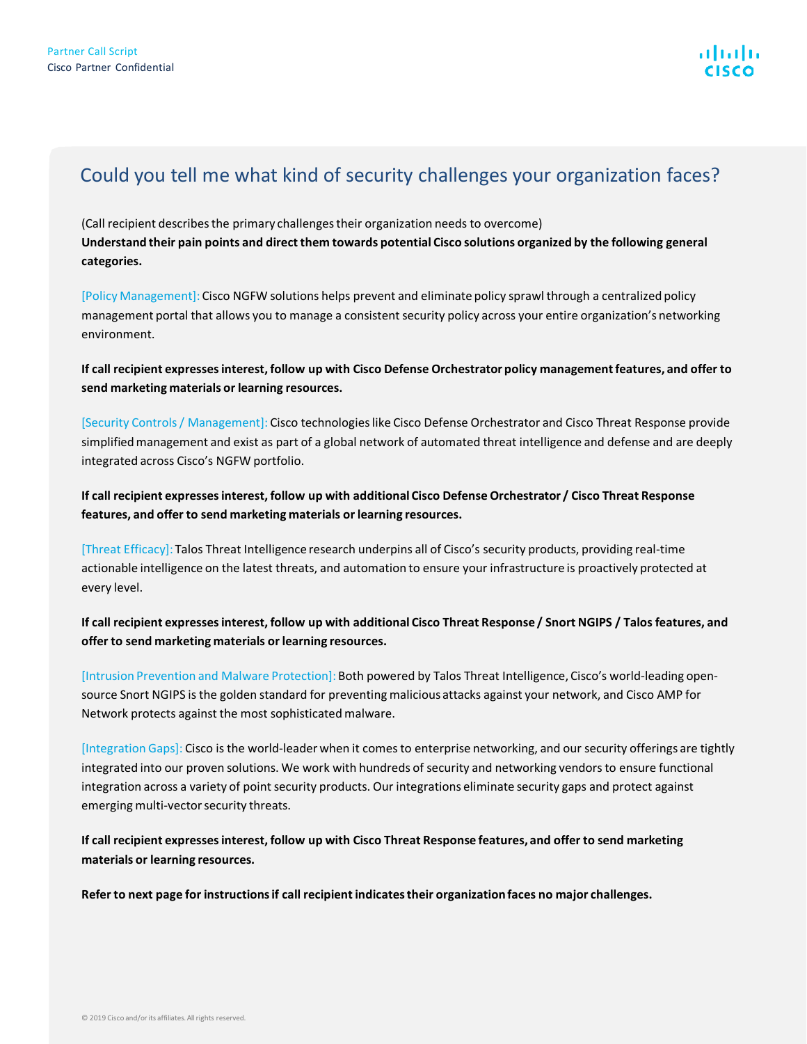## Could you tell me what kind of security challenges your organization faces?

(Call recipient describes the primary challenges their organization needs to overcome)
**Understand their pain points and direct them towards potential Cisco solutions organized by the following general categories.**

[Policy Management]: Cisco NGFW solutions helps prevent and eliminate policy sprawl through a centralized policy management portal that allows you to manage a consistent security policy across your entire organization's networking environment.

**If call recipient expresses interest, follow up with Cisco Defense Orchestrator policy management features, and offer to send marketing materials or learning resources.**

[Security Controls / Management]: Cisco technologies like Cisco Defense Orchestrator and Cisco Threat Response provide simplified management and exist as part of a global network of automated threat intelligence and defense and are deeply integrated across Cisco's NGFW portfolio.

**If call recipient expresses interest, follow up with additional Cisco Defense Orchestrator / Cisco Threat Response features, and offer to send marketing materials or learning resources.**

[Threat Efficacy]: Talos Threat Intelligence research underpins all of Cisco's security products, providing real-time actionable intelligence on the latest threats, and automation to ensure your infrastructure is proactively protected at every level.

**If call recipient expresses interest, follow up with additional Cisco Threat Response / Snort NGIPS / Talos features, and offer to send marketing materials or learning resources.**

[Intrusion Prevention and Malware Protection]: Both powered by Talos Threat Intelligence, Cisco's world-leading open-source Snort NGIPS is the golden standard for preventing malicious attacks against your network, and Cisco AMP for Network protects against the most sophisticated malware.

[Integration Gaps]: Cisco is the world-leader when it comes to enterprise networking, and our security offerings are tightly integrated into our proven solutions. We work with hundreds of security and networking vendors to ensure functional integration across a variety of point security products. Our integrations eliminate security gaps and protect against emerging multi-vector security threats.

**If call recipient expresses interest, follow up with Cisco Threat Response features, and offer to send marketing materials or learning resources.**

**Refer to next page for instructions if call recipient indicates their organization faces no major challenges.**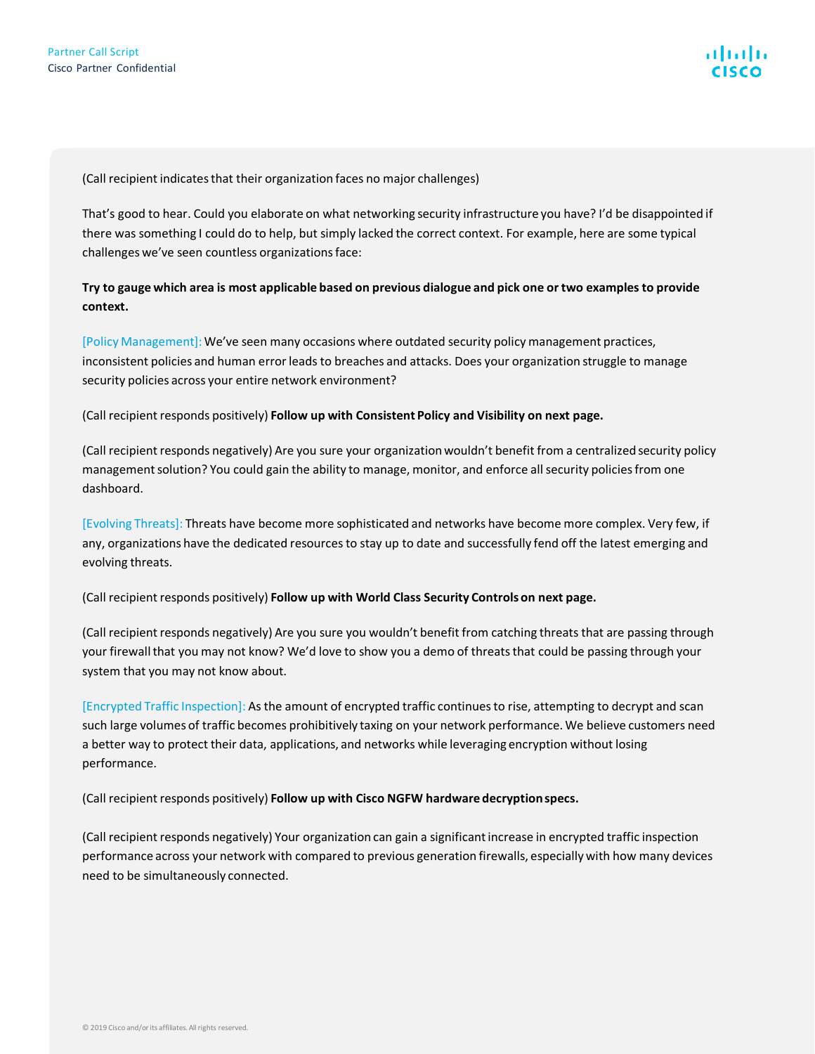(Call recipient indicates that their organization faces no major challenges)

That's good to hear. Could you elaborate on what networking security infrastructure you have? I'd be disappointed if there was something I could do to help, but simply lacked the correct context. For example, here are some typical challenges we've seen countless organizations face:

**Try to gauge which area is most applicable based on previous dialogue and pick one or two examples to provide context.**

[Policy Management]: We've seen many occasions where outdated security policy management practices, inconsistent policies and human error leads to breaches and attacks. Does your organization struggle to manage security policies across your entire network environment?

(Call recipient responds positively) **Follow up with Consistent Policy and Visibility on next page.**

(Call recipient responds negatively) Are you sure your organization wouldn't benefit from a centralized security policy management solution? You could gain the ability to manage, monitor, and enforce all security policies from one dashboard.

[Evolving Threats]: Threats have become more sophisticated and networks have become more complex. Very few, if any, organizations have the dedicated resources to stay up to date and successfully fend off the latest emerging and evolving threats.

(Call recipient responds positively) **Follow up with World Class Security Controls on next page.**

(Call recipient responds negatively) Are you sure you wouldn't benefit from catching threats that are passing through your firewall that you may not know? We'd love to show you a demo of threats that could be passing through your system that you may not know about.

[Encrypted Traffic Inspection]: As the amount of encrypted traffic continues to rise, attempting to decrypt and scan such large volumes of traffic becomes prohibitively taxing on your network performance. We believe customers need a better way to protect their data, applications, and networks while leveraging encryption without losing performance.

(Call recipient responds positively) **Follow up with Cisco NGFW hardware decryption specs.**

(Call recipient responds negatively) Your organization can gain a significant increase in encrypted traffic inspection performance across your network with compared to previous generation firewalls, especially with how many devices need to be simultaneously connected.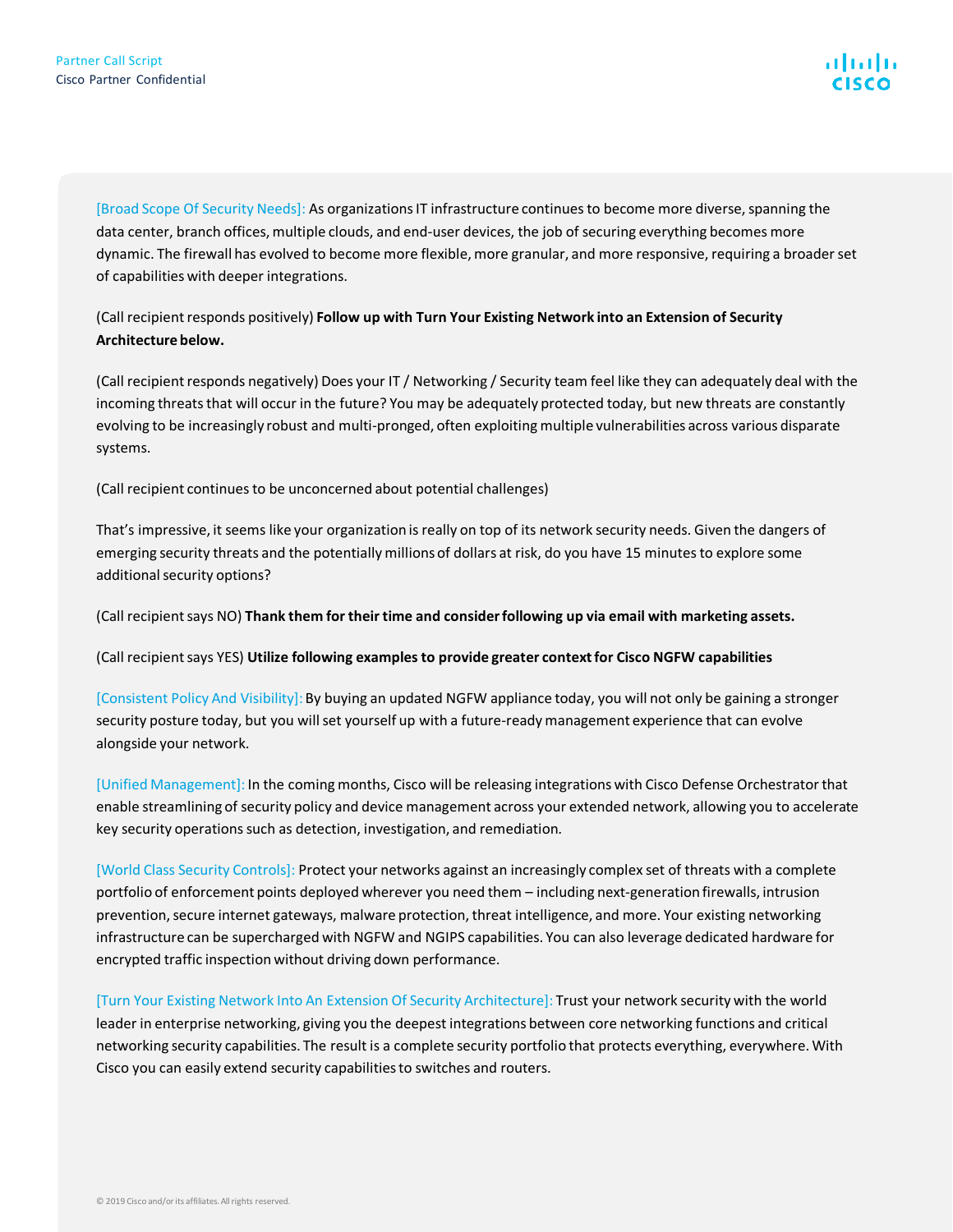[Broad Scope Of Security Needs]: As organizations IT infrastructure continues to become more diverse, spanning the data center, branch offices, multiple clouds, and end-user devices, the job of securing everything becomes more dynamic. The firewall has evolved to become more flexible, more granular, and more responsive, requiring a broader set of capabilities with deeper integrations.

(Call recipient responds positively) **Follow up with Turn Your Existing Network into an Extension of Security Architecture below.**

(Call recipient responds negatively) Does your IT / Networking / Security team feel like they can adequately deal with the incoming threats that will occur in the future? You may be adequately protected today, but new threats are constantly evolving to be increasingly robust and multi-pronged, often exploiting multiple vulnerabilities across various disparate systems.

(Call recipient continues to be unconcerned about potential challenges)

That's impressive, it seems like your organization is really on top of its network security needs. Given the dangers of emerging security threats and the potentially millions of dollars at risk, do you have 15 minutes to explore some additional security options?

(Call recipient says NO) **Thank them for their time and consider following up via email with marketing assets.**

(Call recipient says YES) **Utilize following examples to provide greater context for Cisco NGFW capabilities**

[Consistent Policy And Visibility]: By buying an updated NGFW appliance today, you will not only be gaining a stronger security posture today, but you will set yourself up with a future-ready management experience that can evolve alongside your network.

[Unified Management]: In the coming months, Cisco will be releasing integrations with Cisco Defense Orchestrator that enable streamlining of security policy and device management across your extended network, allowing you to accelerate key security operations such as detection, investigation, and remediation.

[World Class Security Controls]: Protect your networks against an increasingly complex set of threats with a complete portfolio of enforcement points deployed wherever you need them – including next-generation firewalls, intrusion prevention, secure internet gateways, malware protection, threat intelligence, and more. Your existing networking infrastructure can be supercharged with NGFW and NGIPS capabilities. You can also leverage dedicated hardware for encrypted traffic inspection without driving down performance.

[Turn Your Existing Network Into An Extension Of Security Architecture]: Trust your network security with the world leader in enterprise networking, giving you the deepest integrations between core networking functions and critical networking security capabilities. The result is a complete security portfolio that protects everything, everywhere. With Cisco you can easily extend security capabilities to switches and routers.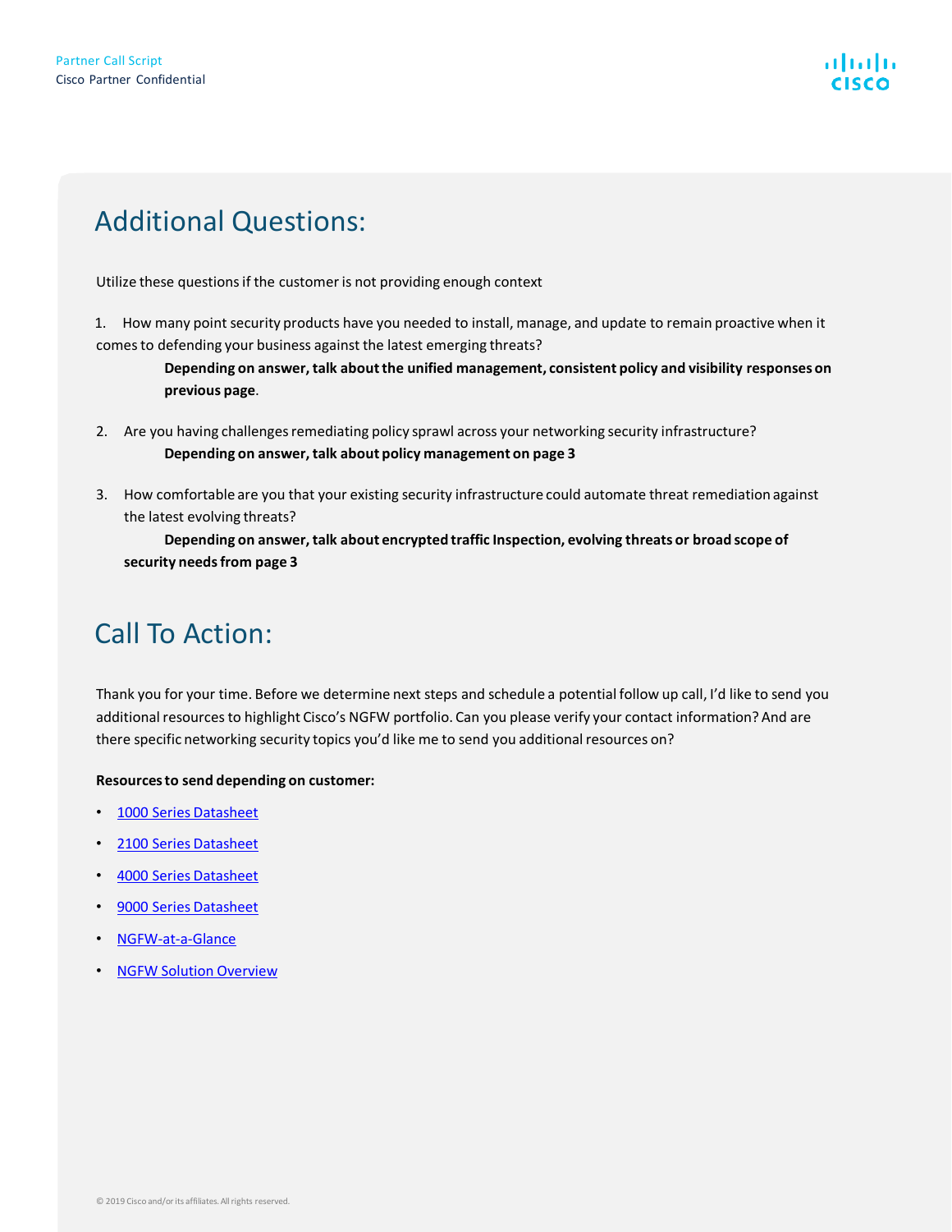## Additional Questions:

Utilize these questions if the customer is not providing enough context

1. How many point security products have you needed to install, manage, and update to remain proactive when it comes to defending your business against the latest emerging threats?

   **Depending on answer, talk about the unified management, consistent policy and visibility responses on previous page**.

2. Are you having challenges remediating policy sprawl across your networking security infrastructure?

   **Depending on answer, talk about policy management on page 3**

3. How comfortable are you that your existing security infrastructure could automate threat remediation against the latest evolving threats?

   **Depending on answer, talk about encrypted traffic Inspection, evolving threats or broad scope of security needs from page 3**

## Call To Action:

Thank you for your time. Before we determine next steps and schedule a potential follow up call, I'd like to send you additional resources to highlight Cisco's NGFW portfolio. Can you please verify your contact information? And are there specific networking security topics you'd like me to send you additional resources on?

**Resources to send depending on customer:**

- 1000 Series Datasheet
- 2100 Series Datasheet
- 4000 Series Datasheet
- 9000 Series Datasheet
- NGFW-at-a-Glance
- NGFW Solution Overview

© 2019 Cisco and/or its affiliates. All rights reserved.